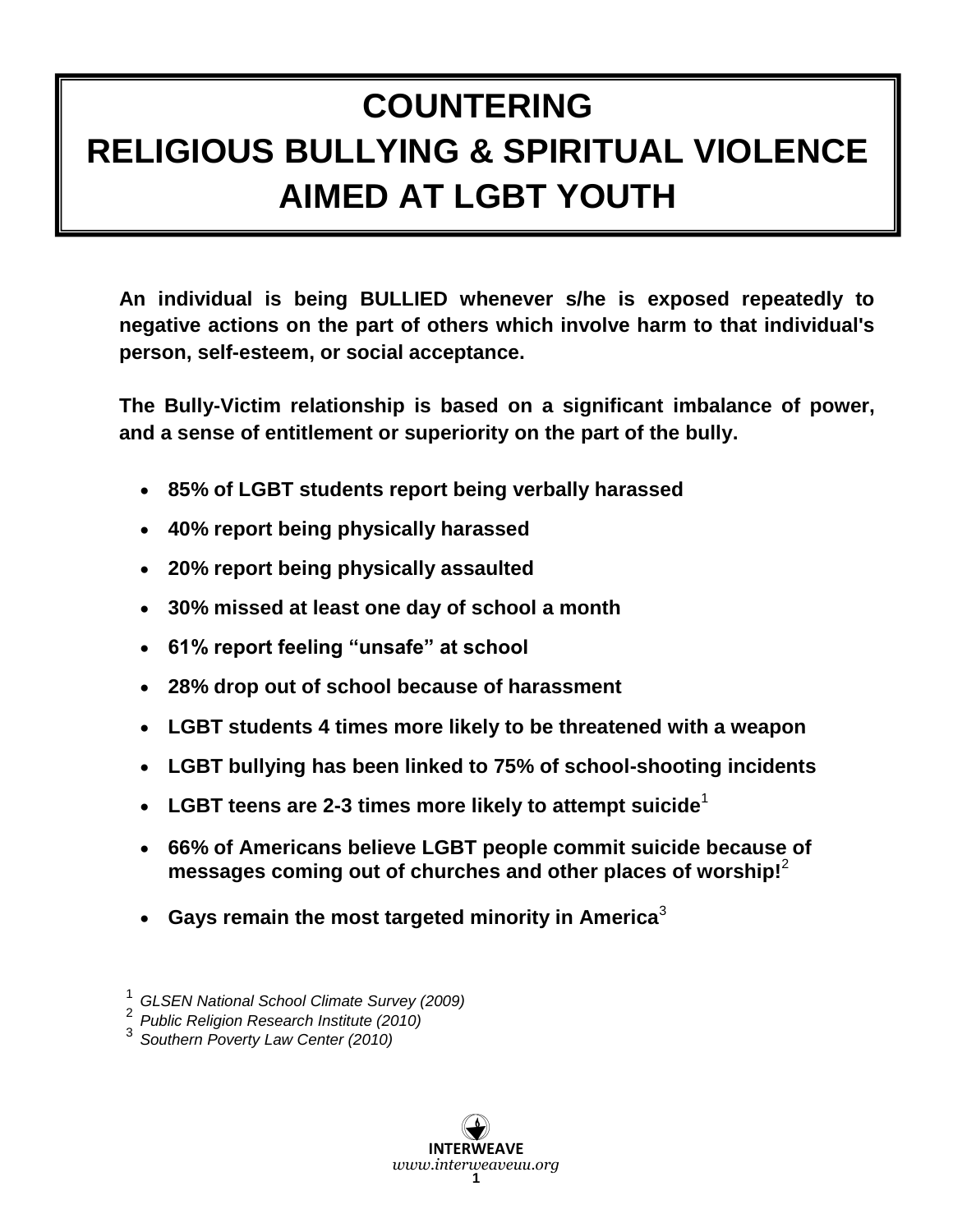# COUNTERING RELIGIOUS BULLYING & SPIRITUAL VIOLENCE AIMED AT LGBT YOUTH

**An individual is being BULLIED whenever s/he is exposed repeatedly to negative actions on the part of others which involve harm to that individual's person, self-esteem, or social acceptance.**

**The Bully-Victim relationship is based on a significant imbalance of power, and a sense of entitlement or superiority on the part of the bully.**

- **85% of LGBT students report being verbally harassed**
- **40% report being physically harassed**
- **20% report being physically assaulted**
- **30% missed at least one day of school a month**
- **61% report feeling "unsafe" at school**
- **28% drop out of school because of harassment**
- **LGBT students 4 times more likely to be threatened with a weapon**
- **LGBT bullying has been linked to 75% of school-shooting incidents**
- **LGBT teens are 2-3 times more likely to attempt suicide**[1]
- **66% of Americans believe LGBT people commit suicide because of messages coming out of churches and other places of worship!**[2]
- **Gays remain the most targeted minority in America**[3]

[1] *GLSEN National School Climate Survey (2009)*
[2] *Public Religion Research Institute (2010)*
[3] *Southern Poverty Law Center (2010)*

INTERWEAVE
*www.interweaveuu.org*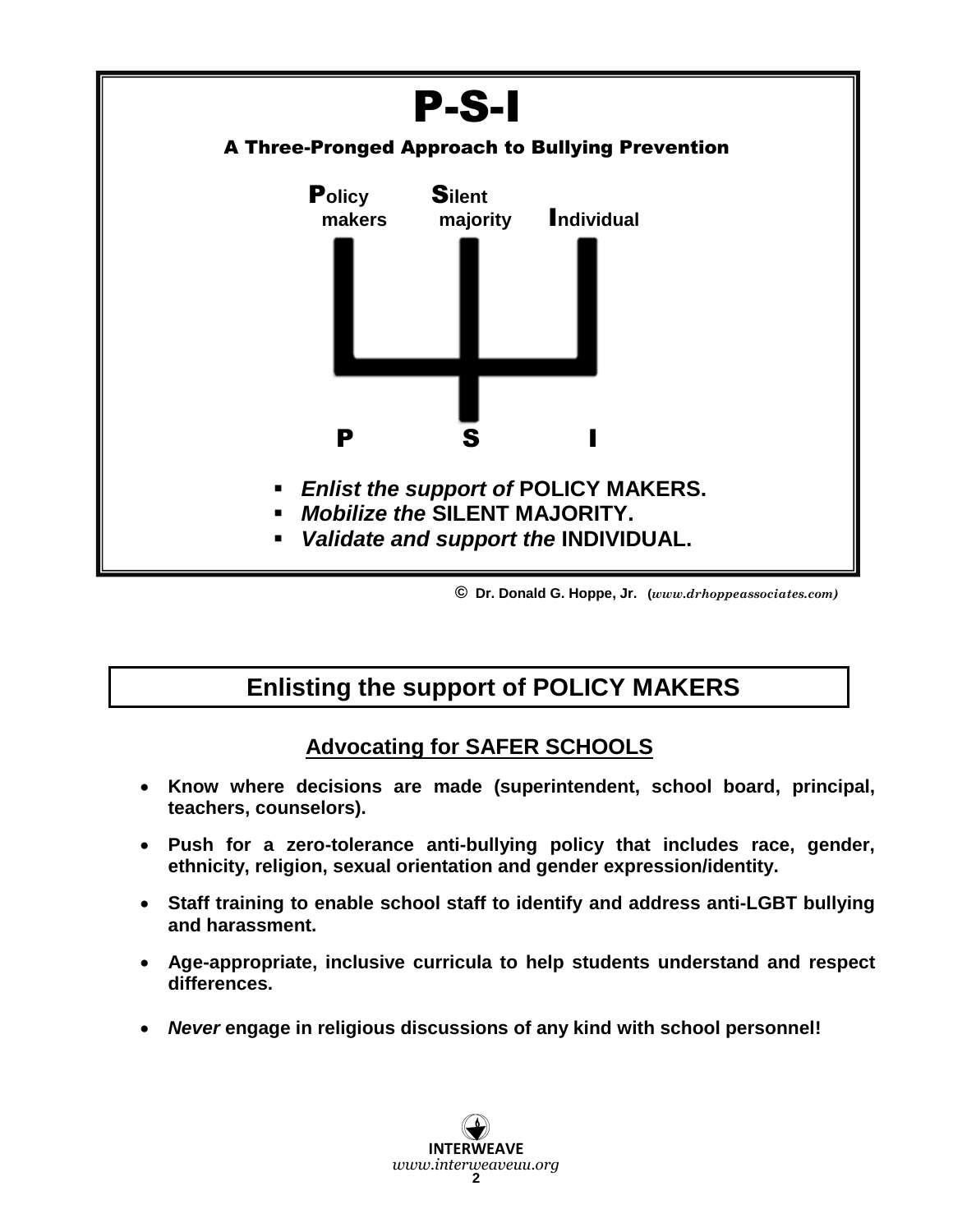# P-S-I

**A Three-Pronged Approach to Bullying Prevention**

**P**olicy makers
**S**ilent majority
**I**ndividual

P S I

- ***Enlist the support of* POLICY MAKERS.**
- ***Mobilize the* SILENT MAJORITY.**
- ***Validate and support the* INDIVIDUAL.**

© **Dr. Donald G. Hoppe, Jr.** (*www.drhoppeassociates.com*)

## Enlisting the support of POLICY MAKERS

### Advocating for SAFER SCHOOLS

- **Know where decisions are made (superintendent, school board, principal, teachers, counselors).**
- **Push for a zero-tolerance anti-bullying policy that includes race, gender, ethnicity, religion, sexual orientation and gender expression/identity.**
- **Staff training to enable school staff to identify and address anti-LGBT bullying and harassment.**
- **Age-appropriate, inclusive curricula to help students understand and respect differences.**
- ***Never* engage in religious discussions of any kind with school personnel!**

**INTERWEAVE**
*www.interweaveuu.org*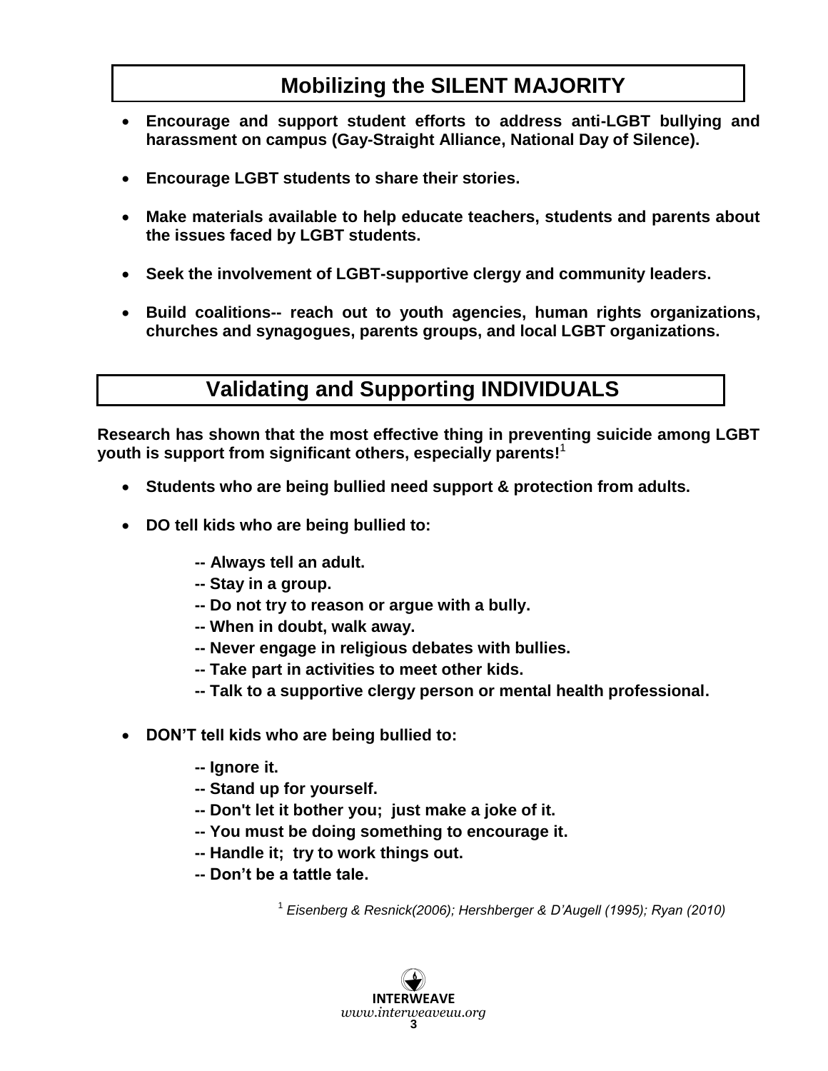## Mobilizing the SILENT MAJORITY

- **Encourage and support student efforts to address anti-LGBT bullying and harassment on campus (Gay-Straight Alliance, National Day of Silence).**
- **Encourage LGBT students to share their stories.**
- **Make materials available to help educate teachers, students and parents about the issues faced by LGBT students.**
- **Seek the involvement of LGBT-supportive clergy and community leaders.**
- **Build coalitions-- reach out to youth agencies, human rights organizations, churches and synagogues, parents groups, and local LGBT organizations.**

## Validating and Supporting INDIVIDUALS

**Research has shown that the most effective thing in preventing suicide among LGBT youth is support from significant others, especially parents!**[1]

- **Students who are being bullied need support & protection from adults.**
- **DO tell kids who are being bullied to:**

  **-- Always tell an adult.**
  **-- Stay in a group.**
  **-- Do not try to reason or argue with a bully.**
  **-- When in doubt, walk away.**
  **-- Never engage in religious debates with bullies.**
  **-- Take part in activities to meet other kids.**
  **-- Talk to a supportive clergy person or mental health professional.**

- **DON'T tell kids who are being bullied to:**

  **-- Ignore it.**
  **-- Stand up for yourself.**
  **-- Don't let it bother you; just make a joke of it.**
  **-- You must be doing something to encourage it.**
  **-- Handle it; try to work things out.**
  **-- Don't be a tattle tale.**

[1] *Eisenberg & Resnick(2006); Hershberger & D'Augell (1995); Ryan (2010)*

INTERWEAVE
*www.interweaveuu.org*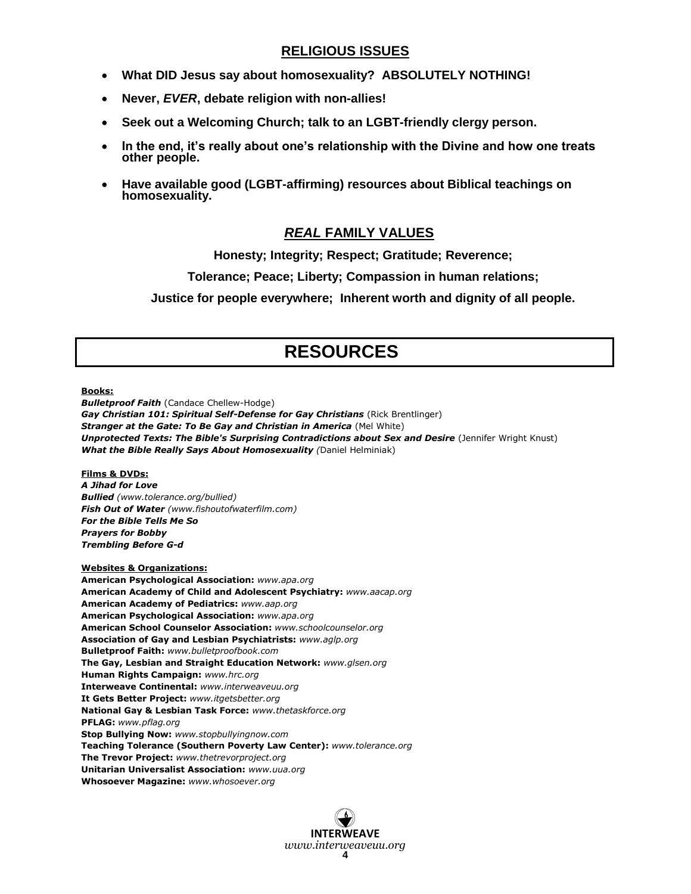## RELIGIOUS ISSUES

- **What DID Jesus say about homosexuality? ABSOLUTELY NOTHING!**
- **Never, *EVER*, debate religion with non-allies!**
- **Seek out a Welcoming Church; talk to an LGBT-friendly clergy person.**
- **In the end, it's really about one's relationship with the Divine and how one treats other people.**
- **Have available good (LGBT-affirming) resources about Biblical teachings on homosexuality.**

## *REAL* FAMILY VALUES

**Honesty; Integrity; Respect; Gratitude; Reverence;**

**Tolerance; Peace; Liberty; Compassion in human relations;**

**Justice for people everywhere; Inherent worth and dignity of all people.**

# RESOURCES

**Books:**

***Bulletproof Faith*** (Candace Chellew-Hodge)
***Gay Christian 101: Spiritual Self-Defense for Gay Christians*** (Rick Brentlinger)
***Stranger at the Gate: To Be Gay and Christian in America*** (Mel White)
***Unprotected Texts: The Bible's Surprising Contradictions about Sex and Desire*** (Jennifer Wright Knust)
***What the Bible Really Says About Homosexuality*** (Daniel Helminiak)

**Films & DVDs:**

***A Jihad for Love***
***Bullied*** *(www.tolerance.org/bullied)*
***Fish Out of Water*** *(www.fishoutofwaterfilm.com)*
***For the Bible Tells Me So***
***Prayers for Bobby***
***Trembling Before G-d***

**Websites & Organizations:**

**American Psychological Association:** *www.apa.org*
**American Academy of Child and Adolescent Psychiatry:** *www.aacap.org*
**American Academy of Pediatrics:** *www.aap.org*
**American Psychological Association:** *www.apa.org*
**American School Counselor Association:** *www.schoolcounselor.org*
**Association of Gay and Lesbian Psychiatrists:** *www.aglp.org*
**Bulletproof Faith:** *www.bulletproofbook.com*
**The Gay, Lesbian and Straight Education Network:** *www.glsen.org*
**Human Rights Campaign:** *www.hrc.org*
**Interweave Continental:** *www.interweaveuu.org*
**It Gets Better Project:** *www.itgetsbetter.org*
**National Gay & Lesbian Task Force:** *www.thetaskforce.org*
**PFLAG:** *www.pflag.org*
**Stop Bullying Now:** *www.stopbullyingnow.com*
**Teaching Tolerance (Southern Poverty Law Center):** *www.tolerance.org*
**The Trevor Project:** *www.thetrevorproject.org*
**Unitarian Universalist Association:** *www.uua.org*
**Whosoever Magazine:** *www.whosoever.org*

**INTERWEAVE**
*www.interweaveuu.org*